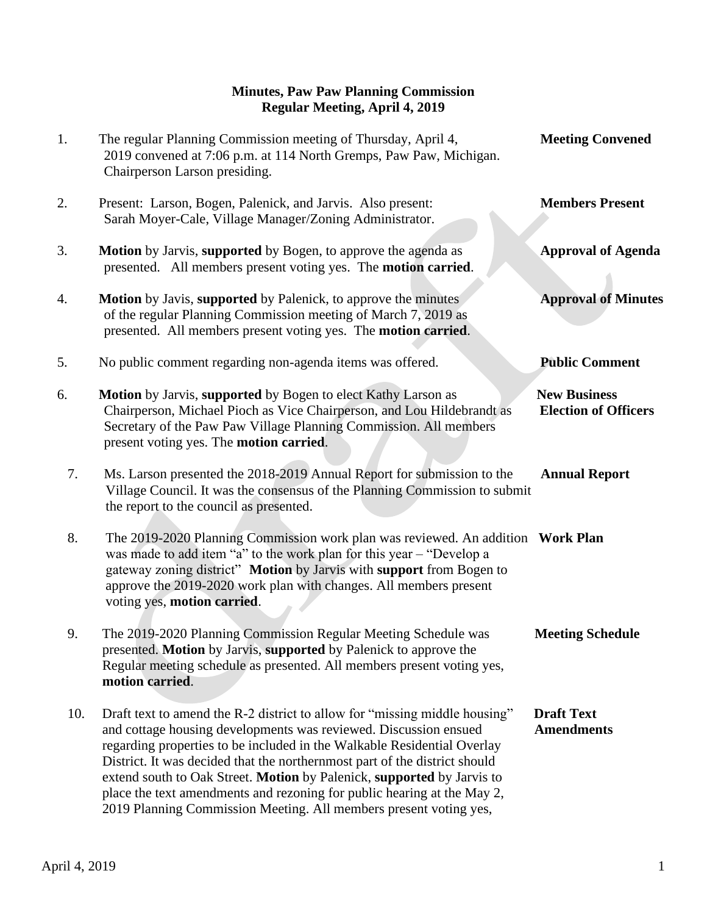# Minutes, Paw Paw Planning Commission
## Regular Meeting, April 4, 2019

| # | Minutes | Item |
|---|---|---|
| 1. | The regular Planning Commission meeting of Thursday, April 4, 2019 convened at 7:06 p.m. at 114 North Gremps, Paw Paw, Michigan. Chairperson Larson presiding. | **Meeting Convened** |
| 2. | Present: Larson, Bogen, Palenick, and Jarvis. Also present: Sarah Moyer-Cale, Village Manager/Zoning Administrator. | **Members Present** |
| 3. | **Motion** by Jarvis, **supported** by Bogen, to approve the agenda as presented. All members present voting yes. The **motion carried**. | **Approval of Agenda** |
| 4. | **Motion** by Javis, **supported** by Palenick, to approve the minutes of the regular Planning Commission meeting of March 7, 2019 as presented. All members present voting yes. The **motion carried**. | **Approval of Minutes** |
| 5. | No public comment regarding non-agenda items was offered. | **Public Comment** |
| 6. | **Motion** by Jarvis, **supported** by Bogen to elect Kathy Larson as Chairperson, Michael Pioch as Vice Chairperson, and Lou Hildebrandt as Secretary of the Paw Paw Village Planning Commission. All members present voting yes. The **motion carried**. | **New Business Election of Officers** |
| 7. | Ms. Larson presented the 2018-2019 Annual Report for submission to the Village Council. It was the consensus of the Planning Commission to submit the report to the council as presented. | **Annual Report** |
| 8. | The 2019-2020 Planning Commission work plan was reviewed. An addition was made to add item "a" to the work plan for this year – "Develop a gateway zoning district" **Motion** by Jarvis with **support** from Bogen to approve the 2019-2020 work plan with changes. All members present voting yes, **motion carried**. | **Work Plan** |
| 9. | The 2019-2020 Planning Commission Regular Meeting Schedule was presented. **Motion** by Jarvis, **supported** by Palenick to approve the Regular meeting schedule as presented. All members present voting yes, **motion carried**. | **Meeting Schedule** |
| 10. | Draft text to amend the R-2 district to allow for "missing middle housing" and cottage housing developments was reviewed. Discussion ensued regarding properties to be included in the Walkable Residential Overlay District. It was decided that the northernmost part of the district should extend south to Oak Street. **Motion** by Palenick, **supported** by Jarvis to place the text amendments and rezoning for public hearing at the May 2, 2019 Planning Commission Meeting. All members present voting yes, | **Draft Text Amendments** |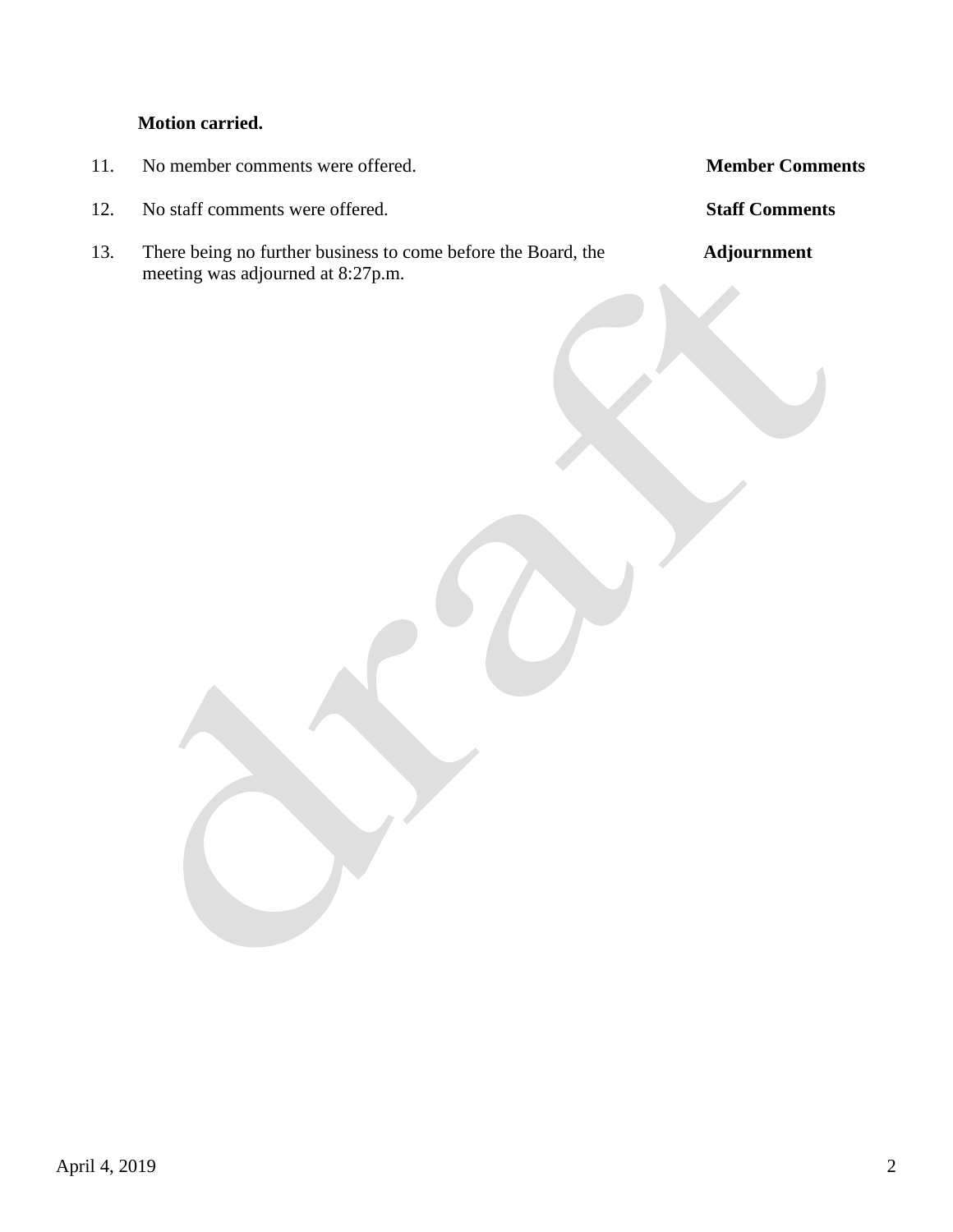**Motion carried.**

11. No member comments were offered. **Member Comments**

12. No staff comments were offered. **Staff Comments**

13. There being no further business to come before the Board, the meeting was adjourned at 8:27p.m. **Adjournment**